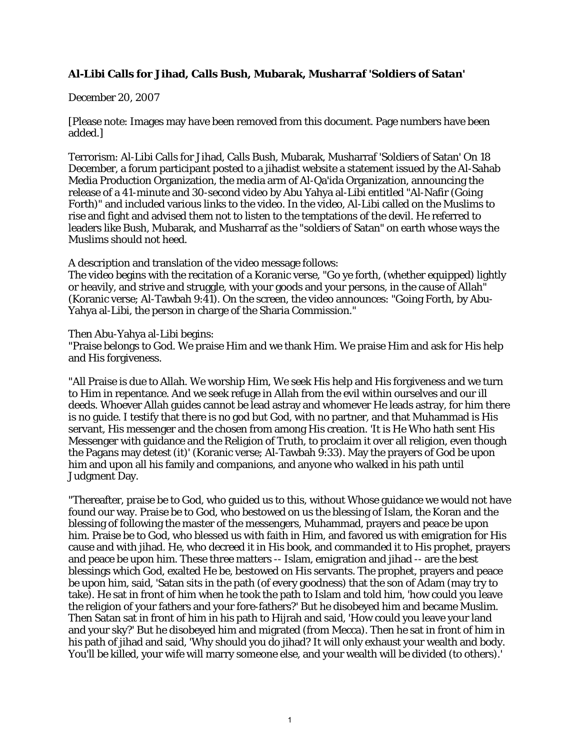**Al-Libi Calls for Jihad, Calls Bush, Mubarak, Musharraf 'Soldiers of Satan'**

December 20, 2007

[Please note: Images may have been removed from this document. Page numbers have been added.]

Terrorism: Al-Libi Calls for Jihad, Calls Bush, Mubarak, Musharraf 'Soldiers of Satan' On 18 December, a forum participant posted to a jihadist website a statement issued by the Al-Sahab Media Production Organization, the media arm of Al-Qa'ida Organization, announcing the release of a 41-minute and 30-second video by Abu Yahya al-Libi entitled "Al-Nafir (Going Forth)" and included various links to the video. In the video, Al-Libi called on the Muslims to rise and fight and advised them not to listen to the temptations of the devil. He referred to leaders like Bush, Mubarak, and Musharraf as the "soldiers of Satan" on earth whose ways the Muslims should not heed.

A description and translation of the video message follows:
The video begins with the recitation of a Koranic verse, "Go ye forth, (whether equipped) lightly or heavily, and strive and struggle, with your goods and your persons, in the cause of Allah" (Koranic verse; Al-Tawbah 9:41). On the screen, the video announces: "Going Forth, by Abu-Yahya al-Libi, the person in charge of the Sharia Commission."

Then Abu-Yahya al-Libi begins:
"Praise belongs to God. We praise Him and we thank Him. We praise Him and ask for His help and His forgiveness.

"All Praise is due to Allah. We worship Him, We seek His help and His forgiveness and we turn to Him in repentance. And we seek refuge in Allah from the evil within ourselves and our ill deeds. Whoever Allah guides cannot be lead astray and whomever He leads astray, for him there is no guide. I testify that there is no god but God, with no partner, and that Muhammad is His servant, His messenger and the chosen from among His creation. 'It is He Who hath sent His Messenger with guidance and the Religion of Truth, to proclaim it over all religion, even though the Pagans may detest (it)' (Koranic verse; Al-Tawbah 9:33). May the prayers of God be upon him and upon all his family and companions, and anyone who walked in his path until Judgment Day.

"Thereafter, praise be to God, who guided us to this, without Whose guidance we would not have found our way. Praise be to God, who bestowed on us the blessing of Islam, the Koran and the blessing of following the master of the messengers, Muhammad, prayers and peace be upon him. Praise be to God, who blessed us with faith in Him, and favored us with emigration for His cause and with jihad. He, who decreed it in His book, and commanded it to His prophet, prayers and peace be upon him. These three matters -- Islam, emigration and jihad -- are the best blessings which God, exalted He be, bestowed on His servants. The prophet, prayers and peace be upon him, said, 'Satan sits in the path (of every goodness) that the son of Adam (may try to take). He sat in front of him when he took the path to Islam and told him, 'how could you leave the religion of your fathers and your fore-fathers?' But he disobeyed him and became Muslim. Then Satan sat in front of him in his path to Hijrah and said, 'How could you leave your land and your sky?' But he disobeyed him and migrated (from Mecca). Then he sat in front of him in his path of jihad and said, 'Why should you do jihad? It will only exhaust your wealth and body. You'll be killed, your wife will marry someone else, and your wealth will be divided (to others).'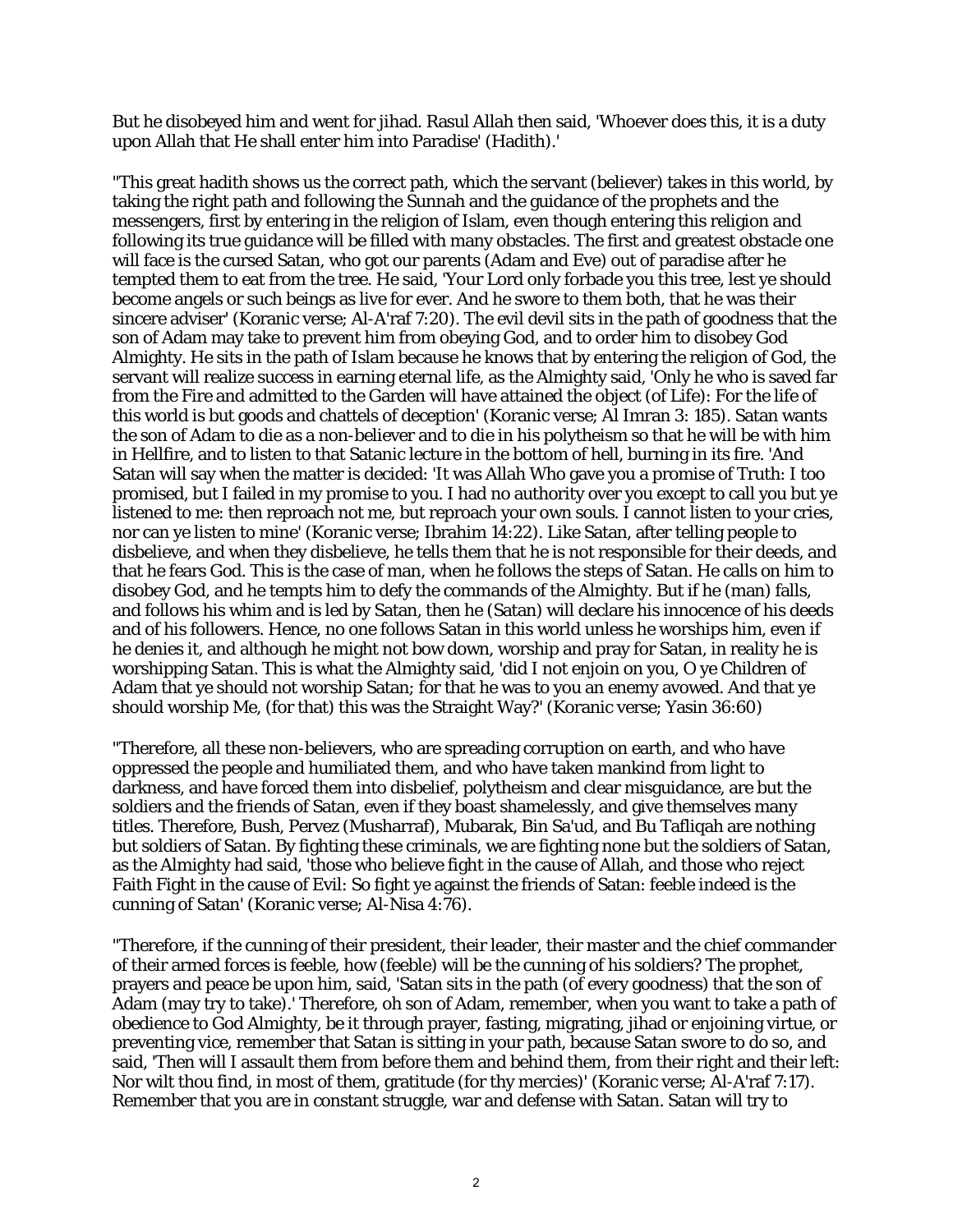But he disobeyed him and went for jihad. Rasul Allah then said, 'Whoever does this, it is a duty upon Allah that He shall enter him into Paradise' (Hadith).'

"This great hadith shows us the correct path, which the servant (believer) takes in this world, by taking the right path and following the Sunnah and the guidance of the prophets and the messengers, first by entering in the religion of Islam, even though entering this religion and following its true guidance will be filled with many obstacles. The first and greatest obstacle one will face is the cursed Satan, who got our parents (Adam and Eve) out of paradise after he tempted them to eat from the tree. He said, 'Your Lord only forbade you this tree, lest ye should become angels or such beings as live for ever. And he swore to them both, that he was their sincere adviser' (Koranic verse; Al-A'raf 7:20). The evil devil sits in the path of goodness that the son of Adam may take to prevent him from obeying God, and to order him to disobey God Almighty. He sits in the path of Islam because he knows that by entering the religion of God, the servant will realize success in earning eternal life, as the Almighty said, 'Only he who is saved far from the Fire and admitted to the Garden will have attained the object (of Life): For the life of this world is but goods and chattels of deception' (Koranic verse; Al Imran 3: 185). Satan wants the son of Adam to die as a non-believer and to die in his polytheism so that he will be with him in Hellfire, and to listen to that Satanic lecture in the bottom of hell, burning in its fire. 'And Satan will say when the matter is decided: 'It was Allah Who gave you a promise of Truth: I too promised, but I failed in my promise to you. I had no authority over you except to call you but ye listened to me: then reproach not me, but reproach your own souls. I cannot listen to your cries, nor can ye listen to mine' (Koranic verse; Ibrahim 14:22). Like Satan, after telling people to disbelieve, and when they disbelieve, he tells them that he is not responsible for their deeds, and that he fears God. This is the case of man, when he follows the steps of Satan. He calls on him to disobey God, and he tempts him to defy the commands of the Almighty. But if he (man) falls, and follows his whim and is led by Satan, then he (Satan) will declare his innocence of his deeds and of his followers. Hence, no one follows Satan in this world unless he worships him, even if he denies it, and although he might not bow down, worship and pray for Satan, in reality he is worshipping Satan. This is what the Almighty said, 'did I not enjoin on you, O ye Children of Adam that ye should not worship Satan; for that he was to you an enemy avowed. And that ye should worship Me, (for that) this was the Straight Way?' (Koranic verse; Yasin 36:60)

"Therefore, all these non-believers, who are spreading corruption on earth, and who have oppressed the people and humiliated them, and who have taken mankind from light to darkness, and have forced them into disbelief, polytheism and clear misguidance, are but the soldiers and the friends of Satan, even if they boast shamelessly, and give themselves many titles. Therefore, Bush, Pervez (Musharraf), Mubarak, Bin Sa'ud, and Bu Tafliqah are nothing but soldiers of Satan. By fighting these criminals, we are fighting none but the soldiers of Satan, as the Almighty had said, 'those who believe fight in the cause of Allah, and those who reject Faith Fight in the cause of Evil: So fight ye against the friends of Satan: feeble indeed is the cunning of Satan' (Koranic verse; Al-Nisa 4:76).

"Therefore, if the cunning of their president, their leader, their master and the chief commander of their armed forces is feeble, how (feeble) will be the cunning of his soldiers? The prophet, prayers and peace be upon him, said, 'Satan sits in the path (of every goodness) that the son of Adam (may try to take).' Therefore, oh son of Adam, remember, when you want to take a path of obedience to God Almighty, be it through prayer, fasting, migrating, jihad or enjoining virtue, or preventing vice, remember that Satan is sitting in your path, because Satan swore to do so, and said, 'Then will I assault them from before them and behind them, from their right and their left: Nor wilt thou find, in most of them, gratitude (for thy mercies)' (Koranic verse; Al-A'raf 7:17). Remember that you are in constant struggle, war and defense with Satan. Satan will try to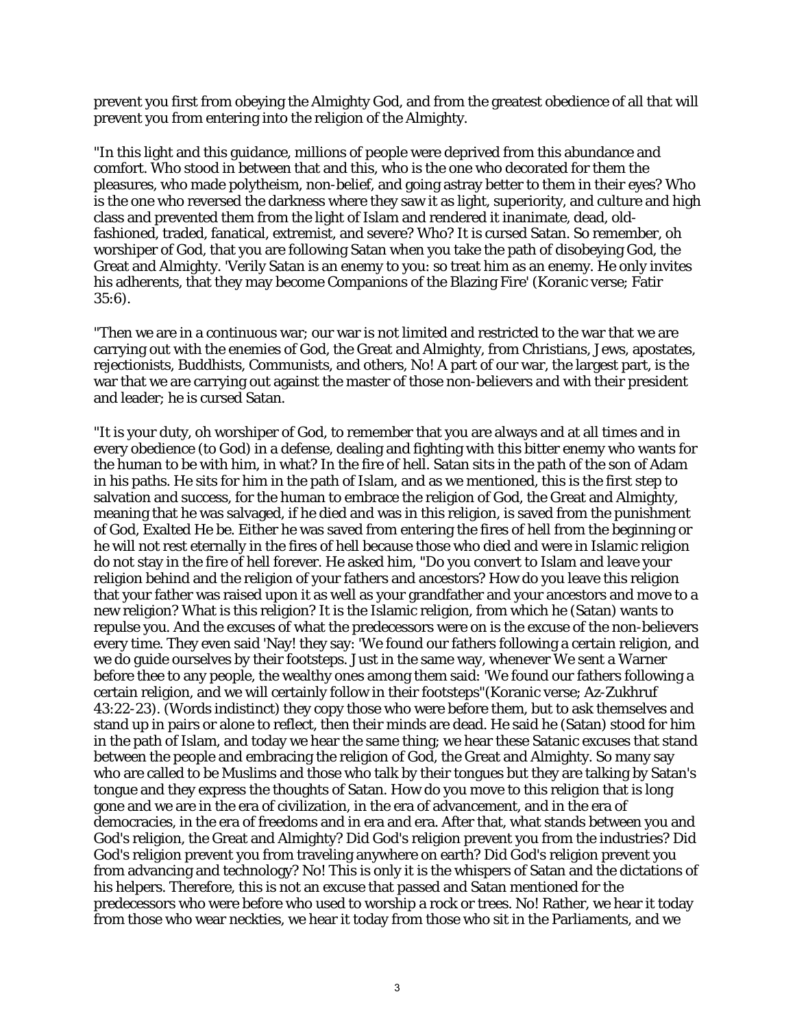prevent you first from obeying the Almighty God, and from the greatest obedience of all that will prevent you from entering into the religion of the Almighty.

"In this light and this guidance, millions of people were deprived from this abundance and comfort. Who stood in between that and this, who is the one who decorated for them the pleasures, who made polytheism, non-belief, and going astray better to them in their eyes? Who is the one who reversed the darkness where they saw it as light, superiority, and culture and high class and prevented them from the light of Islam and rendered it inanimate, dead, old-fashioned, traded, fanatical, extremist, and severe? Who? It is cursed Satan. So remember, oh worshiper of God, that you are following Satan when you take the path of disobeying God, the Great and Almighty. 'Verily Satan is an enemy to you: so treat him as an enemy. He only invites his adherents, that they may become Companions of the Blazing Fire' (Koranic verse; Fatir 35:6).

"Then we are in a continuous war; our war is not limited and restricted to the war that we are carrying out with the enemies of God, the Great and Almighty, from Christians, Jews, apostates, rejectionists, Buddhists, Communists, and others, No! A part of our war, the largest part, is the war that we are carrying out against the master of those non-believers and with their president and leader; he is cursed Satan.

"It is your duty, oh worshiper of God, to remember that you are always and at all times and in every obedience (to God) in a defense, dealing and fighting with this bitter enemy who wants for the human to be with him, in what? In the fire of hell. Satan sits in the path of the son of Adam in his paths. He sits for him in the path of Islam, and as we mentioned, this is the first step to salvation and success, for the human to embrace the religion of God, the Great and Almighty, meaning that he was salvaged, if he died and was in this religion, is saved from the punishment of God, Exalted He be. Either he was saved from entering the fires of hell from the beginning or he will not rest eternally in the fires of hell because those who died and were in Islamic religion do not stay in the fire of hell forever. He asked him, "Do you convert to Islam and leave your religion behind and the religion of your fathers and ancestors? How do you leave this religion that your father was raised upon it as well as your grandfather and your ancestors and move to a new religion? What is this religion? It is the Islamic religion, from which he (Satan) wants to repulse you. And the excuses of what the predecessors were on is the excuse of the non-believers every time. They even said 'Nay! they say: 'We found our fathers following a certain religion, and we do guide ourselves by their footsteps. Just in the same way, whenever We sent a Warner before thee to any people, the wealthy ones among them said: 'We found our fathers following a certain religion, and we will certainly follow in their footsteps"(Koranic verse; Az-Zukhruf 43:22-23). (Words indistinct) they copy those who were before them, but to ask themselves and stand up in pairs or alone to reflect, then their minds are dead. He said he (Satan) stood for him in the path of Islam, and today we hear the same thing; we hear these Satanic excuses that stand between the people and embracing the religion of God, the Great and Almighty. So many say who are called to be Muslims and those who talk by their tongues but they are talking by Satan's tongue and they express the thoughts of Satan. How do you move to this religion that is long gone and we are in the era of civilization, in the era of advancement, and in the era of democracies, in the era of freedoms and in era and era. After that, what stands between you and God's religion, the Great and Almighty? Did God's religion prevent you from the industries? Did God's religion prevent you from traveling anywhere on earth? Did God's religion prevent you from advancing and technology? No! This is only it is the whispers of Satan and the dictations of his helpers. Therefore, this is not an excuse that passed and Satan mentioned for the predecessors who were before who used to worship a rock or trees. No! Rather, we hear it today from those who wear neckties, we hear it today from those who sit in the Parliaments, and we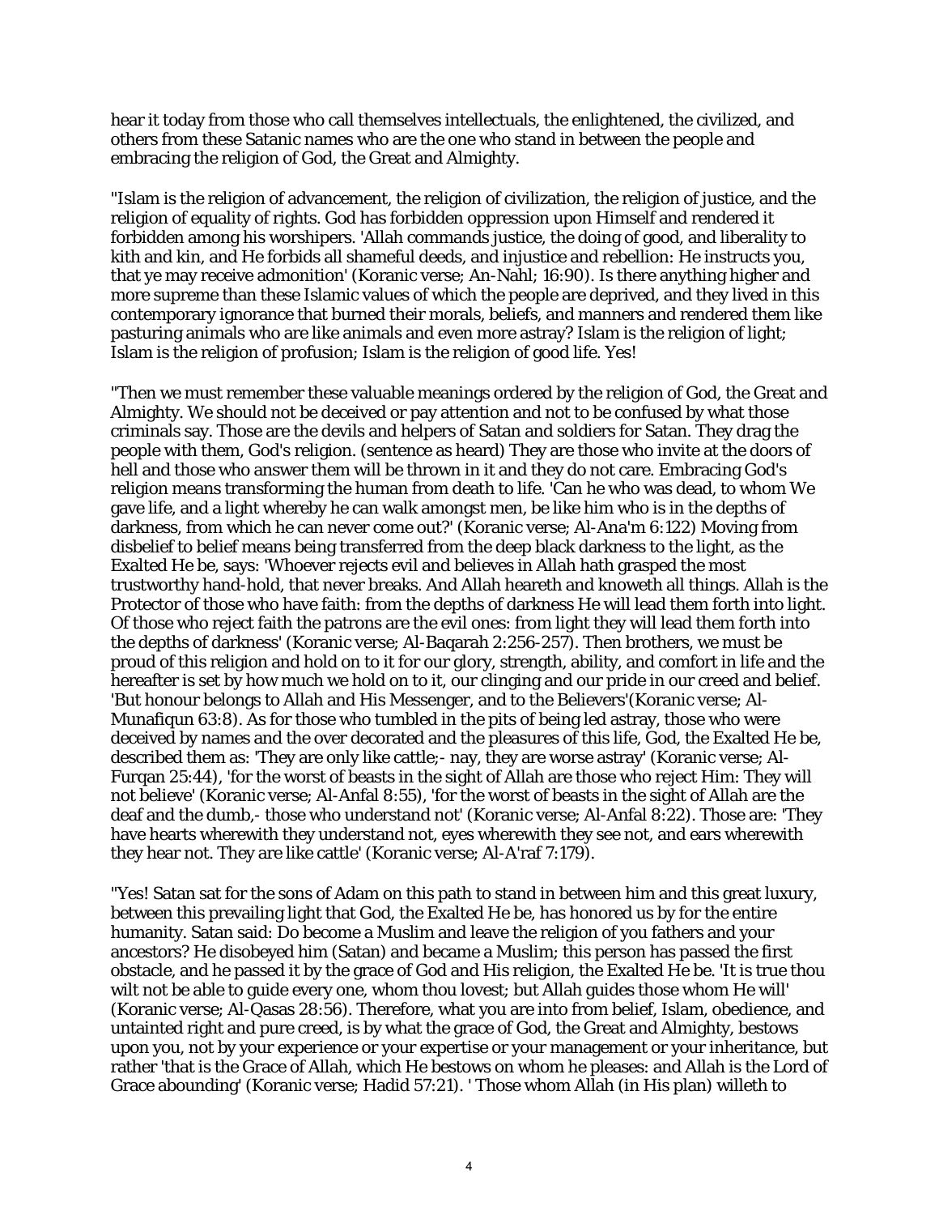hear it today from those who call themselves intellectuals, the enlightened, the civilized, and others from these Satanic names who are the one who stand in between the people and embracing the religion of God, the Great and Almighty.

"Islam is the religion of advancement, the religion of civilization, the religion of justice, and the religion of equality of rights. God has forbidden oppression upon Himself and rendered it forbidden among his worshipers. 'Allah commands justice, the doing of good, and liberality to kith and kin, and He forbids all shameful deeds, and injustice and rebellion: He instructs you, that ye may receive admonition' (Koranic verse; An-Nahl; 16:90). Is there anything higher and more supreme than these Islamic values of which the people are deprived, and they lived in this contemporary ignorance that burned their morals, beliefs, and manners and rendered them like pasturing animals who are like animals and even more astray? Islam is the religion of light; Islam is the religion of profusion; Islam is the religion of good life. Yes!

"Then we must remember these valuable meanings ordered by the religion of God, the Great and Almighty. We should not be deceived or pay attention and not to be confused by what those criminals say. Those are the devils and helpers of Satan and soldiers for Satan. They drag the people with them, God's religion. (sentence as heard) They are those who invite at the doors of hell and those who answer them will be thrown in it and they do not care. Embracing God's religion means transforming the human from death to life. 'Can he who was dead, to whom We gave life, and a light whereby he can walk amongst men, be like him who is in the depths of darkness, from which he can never come out?' (Koranic verse; Al-Ana'm 6:122) Moving from disbelief to belief means being transferred from the deep black darkness to the light, as the Exalted He be, says: 'Whoever rejects evil and believes in Allah hath grasped the most trustworthy hand-hold, that never breaks. And Allah heareth and knoweth all things. Allah is the Protector of those who have faith: from the depths of darkness He will lead them forth into light. Of those who reject faith the patrons are the evil ones: from light they will lead them forth into the depths of darkness' (Koranic verse; Al-Baqarah 2:256-257). Then brothers, we must be proud of this religion and hold on to it for our glory, strength, ability, and comfort in life and the hereafter is set by how much we hold on to it, our clinging and our pride in our creed and belief. 'But honour belongs to Allah and His Messenger, and to the Believers'(Koranic verse; Al-Munafiqun 63:8). As for those who tumbled in the pits of being led astray, those who were deceived by names and the over decorated and the pleasures of this life, God, the Exalted He be, described them as: 'They are only like cattle;- nay, they are worse astray' (Koranic verse; Al-Furqan 25:44), 'for the worst of beasts in the sight of Allah are those who reject Him: They will not believe' (Koranic verse; Al-Anfal 8:55), 'for the worst of beasts in the sight of Allah are the deaf and the dumb,- those who understand not' (Koranic verse; Al-Anfal 8:22). Those are: 'They have hearts wherewith they understand not, eyes wherewith they see not, and ears wherewith they hear not. They are like cattle' (Koranic verse; Al-A'raf 7:179).

"Yes! Satan sat for the sons of Adam on this path to stand in between him and this great luxury, between this prevailing light that God, the Exalted He be, has honored us by for the entire humanity. Satan said: Do become a Muslim and leave the religion of you fathers and your ancestors? He disobeyed him (Satan) and became a Muslim; this person has passed the first obstacle, and he passed it by the grace of God and His religion, the Exalted He be. 'It is true thou wilt not be able to guide every one, whom thou lovest; but Allah guides those whom He will' (Koranic verse; Al-Qasas 28:56). Therefore, what you are into from belief, Islam, obedience, and untainted right and pure creed, is by what the grace of God, the Great and Almighty, bestows upon you, not by your experience or your expertise or your management or your inheritance, but rather 'that is the Grace of Allah, which He bestows on whom he pleases: and Allah is the Lord of Grace abounding' (Koranic verse; Hadid 57:21). ' Those whom Allah (in His plan) willeth to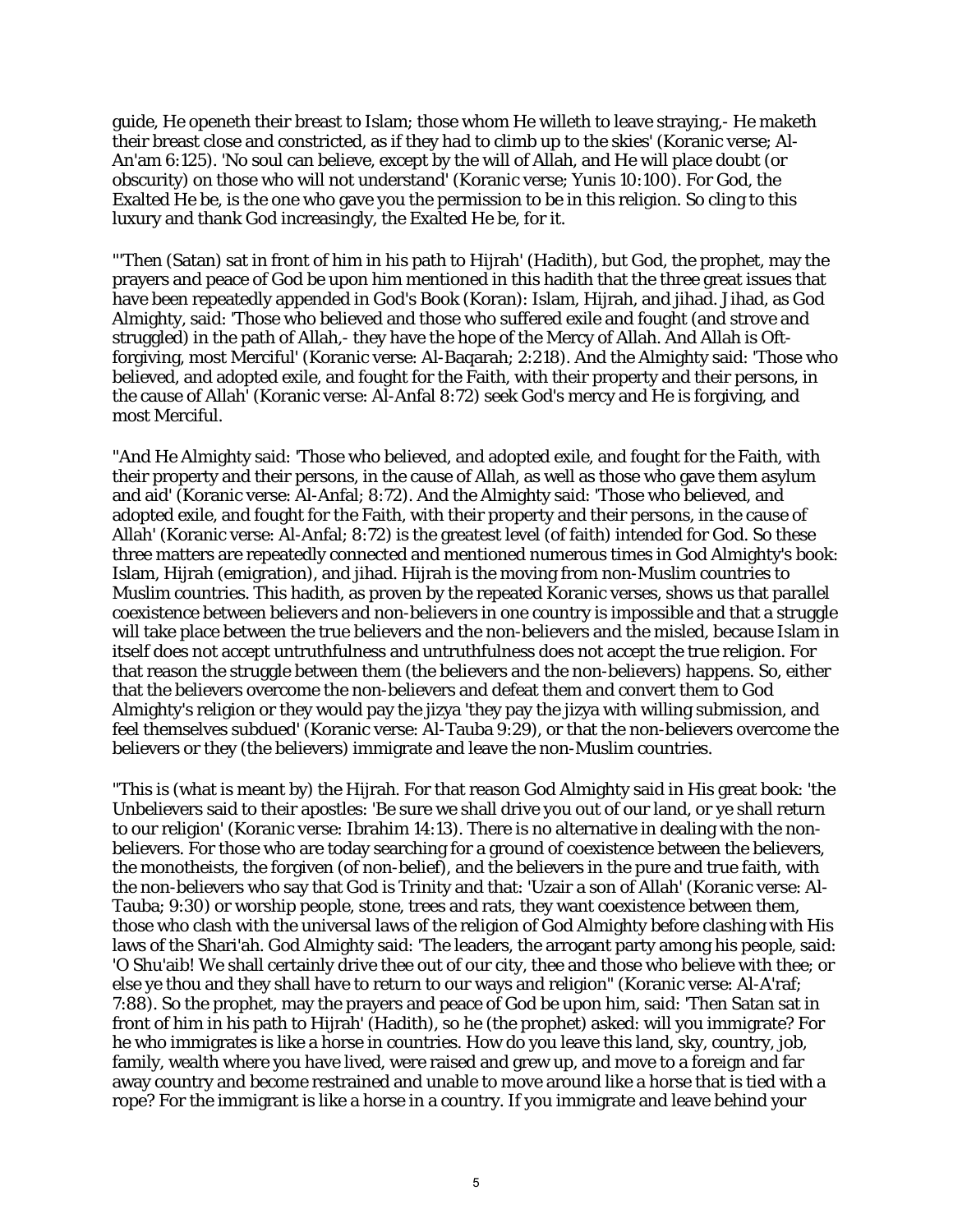guide, He openeth their breast to Islam; those whom He willeth to leave straying,- He maketh their breast close and constricted, as if they had to climb up to the skies' (Koranic verse; Al-An'am 6:125). 'No soul can believe, except by the will of Allah, and He will place doubt (or obscurity) on those who will not understand' (Koranic verse; Yunis 10:100). For God, the Exalted He be, is the one who gave you the permission to be in this religion. So cling to this luxury and thank God increasingly, the Exalted He be, for it.

"'Then (Satan) sat in front of him in his path to Hijrah' (Hadith), but God, the prophet, may the prayers and peace of God be upon him mentioned in this hadith that the three great issues that have been repeatedly appended in God's Book (Koran): Islam, Hijrah, and jihad. Jihad, as God Almighty, said: 'Those who believed and those who suffered exile and fought (and strove and struggled) in the path of Allah,- they have the hope of the Mercy of Allah. And Allah is Oft-forgiving, most Merciful' (Koranic verse: Al-Baqarah; 2:218). And the Almighty said: 'Those who believed, and adopted exile, and fought for the Faith, with their property and their persons, in the cause of Allah' (Koranic verse: Al-Anfal 8:72) seek God's mercy and He is forgiving, and most Merciful.

"And He Almighty said: 'Those who believed, and adopted exile, and fought for the Faith, with their property and their persons, in the cause of Allah, as well as those who gave them asylum and aid' (Koranic verse: Al-Anfal; 8:72). And the Almighty said: 'Those who believed, and adopted exile, and fought for the Faith, with their property and their persons, in the cause of Allah' (Koranic verse: Al-Anfal; 8:72) is the greatest level (of faith) intended for God. So these three matters are repeatedly connected and mentioned numerous times in God Almighty's book: Islam, Hijrah (emigration), and jihad. Hijrah is the moving from non-Muslim countries to Muslim countries. This hadith, as proven by the repeated Koranic verses, shows us that parallel coexistence between believers and non-believers in one country is impossible and that a struggle will take place between the true believers and the non-believers and the misled, because Islam in itself does not accept untruthfulness and untruthfulness does not accept the true religion. For that reason the struggle between them (the believers and the non-believers) happens. So, either that the believers overcome the non-believers and defeat them and convert them to God Almighty's religion or they would pay the jizya 'they pay the jizya with willing submission, and feel themselves subdued' (Koranic verse: Al-Tauba 9:29), or that the non-believers overcome the believers or they (the believers) immigrate and leave the non-Muslim countries.

"This is (what is meant by) the Hijrah. For that reason God Almighty said in His great book: 'the Unbelievers said to their apostles: 'Be sure we shall drive you out of our land, or ye shall return to our religion' (Koranic verse: Ibrahim 14:13). There is no alternative in dealing with the non-believers. For those who are today searching for a ground of coexistence between the believers, the monotheists, the forgiven (of non-belief), and the believers in the pure and true faith, with the non-believers who say that God is Trinity and that: 'Uzair a son of Allah' (Koranic verse: Al-Tauba; 9:30) or worship people, stone, trees and rats, they want coexistence between them, those who clash with the universal laws of the religion of God Almighty before clashing with His laws of the Shari'ah. God Almighty said: 'The leaders, the arrogant party among his people, said: 'O Shu'aib! We shall certainly drive thee out of our city, thee and those who believe with thee; or else ye thou and they shall have to return to our ways and religion" (Koranic verse: Al-A'raf; 7:88). So the prophet, may the prayers and peace of God be upon him, said: 'Then Satan sat in front of him in his path to Hijrah' (Hadith), so he (the prophet) asked: will you immigrate? For he who immigrates is like a horse in countries. How do you leave this land, sky, country, job, family, wealth where you have lived, were raised and grew up, and move to a foreign and far away country and become restrained and unable to move around like a horse that is tied with a rope? For the immigrant is like a horse in a country. If you immigrate and leave behind your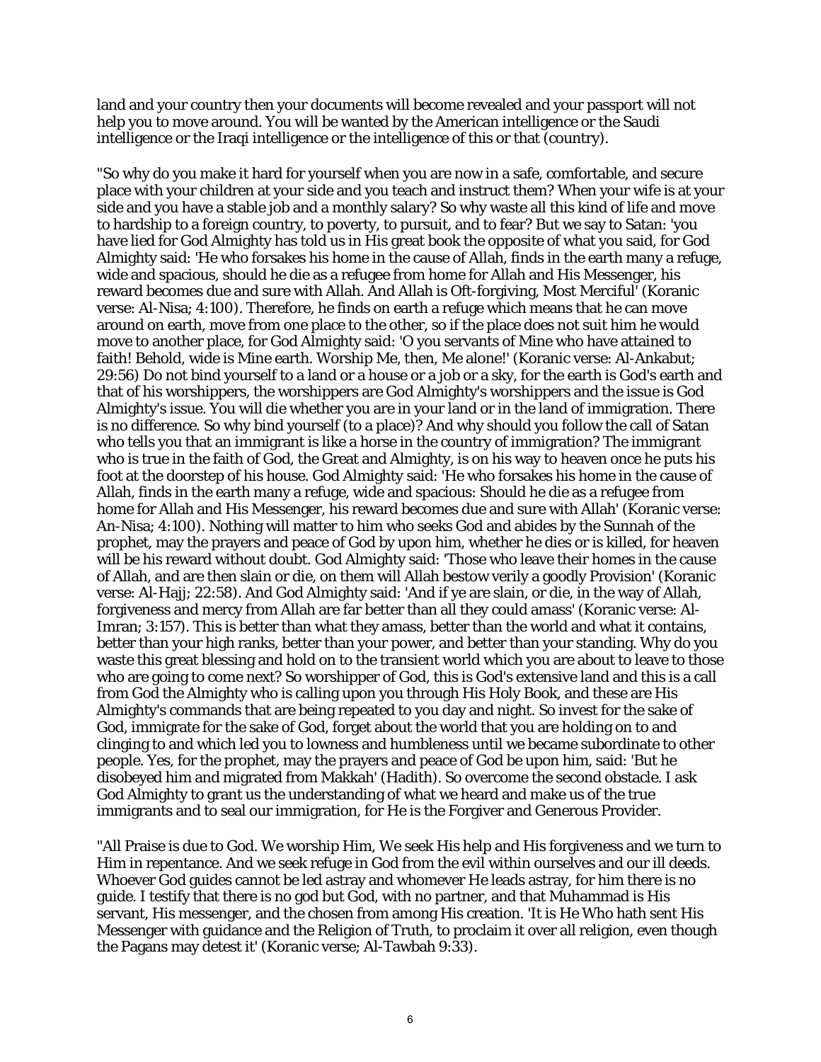land and your country then your documents will become revealed and your passport will not help you to move around. You will be wanted by the American intelligence or the Saudi intelligence or the Iraqi intelligence or the intelligence of this or that (country).

"So why do you make it hard for yourself when you are now in a safe, comfortable, and secure place with your children at your side and you teach and instruct them? When your wife is at your side and you have a stable job and a monthly salary? So why waste all this kind of life and move to hardship to a foreign country, to poverty, to pursuit, and to fear? But we say to Satan: 'you have lied for God Almighty has told us in His great book the opposite of what you said, for God Almighty said: 'He who forsakes his home in the cause of Allah, finds in the earth many a refuge, wide and spacious, should he die as a refugee from home for Allah and His Messenger, his reward becomes due and sure with Allah. And Allah is Oft-forgiving, Most Merciful' (Koranic verse: Al-Nisa; 4:100). Therefore, he finds on earth a refuge which means that he can move around on earth, move from one place to the other, so if the place does not suit him he would move to another place, for God Almighty said: 'O you servants of Mine who have attained to faith! Behold, wide is Mine earth. Worship Me, then, Me alone!' (Koranic verse: Al-Ankabut; 29:56) Do not bind yourself to a land or a house or a job or a sky, for the earth is God's earth and that of his worshippers, the worshippers are God Almighty's worshippers and the issue is God Almighty's issue. You will die whether you are in your land or in the land of immigration. There is no difference. So why bind yourself (to a place)? And why should you follow the call of Satan who tells you that an immigrant is like a horse in the country of immigration? The immigrant who is true in the faith of God, the Great and Almighty, is on his way to heaven once he puts his foot at the doorstep of his house. God Almighty said: 'He who forsakes his home in the cause of Allah, finds in the earth many a refuge, wide and spacious: Should he die as a refugee from home for Allah and His Messenger, his reward becomes due and sure with Allah' (Koranic verse: An-Nisa; 4:100). Nothing will matter to him who seeks God and abides by the Sunnah of the prophet, may the prayers and peace of God by upon him, whether he dies or is killed, for heaven will be his reward without doubt. God Almighty said: 'Those who leave their homes in the cause of Allah, and are then slain or die, on them will Allah bestow verily a goodly Provision' (Koranic verse: Al-Hajj; 22:58). And God Almighty said: 'And if ye are slain, or die, in the way of Allah, forgiveness and mercy from Allah are far better than all they could amass' (Koranic verse: Al-Imran; 3:157). This is better than what they amass, better than the world and what it contains, better than your high ranks, better than your power, and better than your standing. Why do you waste this great blessing and hold on to the transient world which you are about to leave to those who are going to come next? So worshipper of God, this is God's extensive land and this is a call from God the Almighty who is calling upon you through His Holy Book, and these are His Almighty's commands that are being repeated to you day and night. So invest for the sake of God, immigrate for the sake of God, forget about the world that you are holding on to and clinging to and which led you to lowness and humbleness until we became subordinate to other people. Yes, for the prophet, may the prayers and peace of God be upon him, said: 'But he disobeyed him and migrated from Makkah' (Hadith). So overcome the second obstacle. I ask God Almighty to grant us the understanding of what we heard and make us of the true immigrants and to seal our immigration, for He is the Forgiver and Generous Provider.

"All Praise is due to God. We worship Him, We seek His help and His forgiveness and we turn to Him in repentance. And we seek refuge in God from the evil within ourselves and our ill deeds. Whoever God guides cannot be led astray and whomever He leads astray, for him there is no guide. I testify that there is no god but God, with no partner, and that Muhammad is His servant, His messenger, and the chosen from among His creation. 'It is He Who hath sent His Messenger with guidance and the Religion of Truth, to proclaim it over all religion, even though the Pagans may detest it' (Koranic verse; Al-Tawbah 9:33).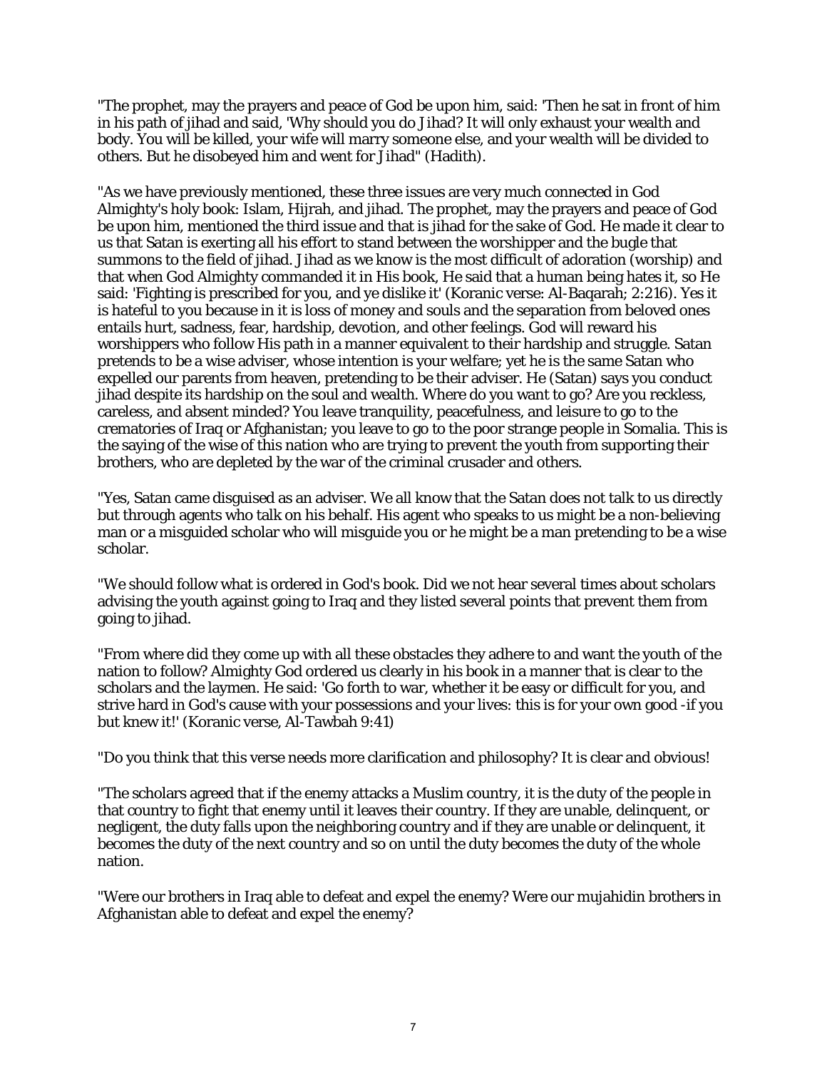"The prophet, may the prayers and peace of God be upon him, said: 'Then he sat in front of him in his path of jihad and said, 'Why should you do Jihad? It will only exhaust your wealth and body. You will be killed, your wife will marry someone else, and your wealth will be divided to others. But he disobeyed him and went for Jihad" (Hadith).

"As we have previously mentioned, these three issues are very much connected in God Almighty's holy book: Islam, Hijrah, and jihad. The prophet, may the prayers and peace of God be upon him, mentioned the third issue and that is jihad for the sake of God. He made it clear to us that Satan is exerting all his effort to stand between the worshipper and the bugle that summons to the field of jihad. Jihad as we know is the most difficult of adoration (worship) and that when God Almighty commanded it in His book, He said that a human being hates it, so He said: 'Fighting is prescribed for you, and ye dislike it' (Koranic verse: Al-Baqarah; 2:216). Yes it is hateful to you because in it is loss of money and souls and the separation from beloved ones entails hurt, sadness, fear, hardship, devotion, and other feelings. God will reward his worshippers who follow His path in a manner equivalent to their hardship and struggle. Satan pretends to be a wise adviser, whose intention is your welfare; yet he is the same Satan who expelled our parents from heaven, pretending to be their adviser. He (Satan) says you conduct jihad despite its hardship on the soul and wealth. Where do you want to go? Are you reckless, careless, and absent minded? You leave tranquility, peacefulness, and leisure to go to the crematories of Iraq or Afghanistan; you leave to go to the poor strange people in Somalia. This is the saying of the wise of this nation who are trying to prevent the youth from supporting their brothers, who are depleted by the war of the criminal crusader and others.

"Yes, Satan came disguised as an adviser. We all know that the Satan does not talk to us directly but through agents who talk on his behalf. His agent who speaks to us might be a non-believing man or a misguided scholar who will misguide you or he might be a man pretending to be a wise scholar.

"We should follow what is ordered in God's book. Did we not hear several times about scholars advising the youth against going to Iraq and they listed several points that prevent them from going to jihad.

"From where did they come up with all these obstacles they adhere to and want the youth of the nation to follow? Almighty God ordered us clearly in his book in a manner that is clear to the scholars and the laymen. He said: 'Go forth to war, whether it be easy or difficult for you, and strive hard in God's cause with your possessions and your lives: this is for your own good -if you but knew it!' (Koranic verse, Al-Tawbah 9:41)

"Do you think that this verse needs more clarification and philosophy? It is clear and obvious!

"The scholars agreed that if the enemy attacks a Muslim country, it is the duty of the people in that country to fight that enemy until it leaves their country. If they are unable, delinquent, or negligent, the duty falls upon the neighboring country and if they are unable or delinquent, it becomes the duty of the next country and so on until the duty becomes the duty of the whole nation.

"Were our brothers in Iraq able to defeat and expel the enemy? Were our mujahidin brothers in Afghanistan able to defeat and expel the enemy?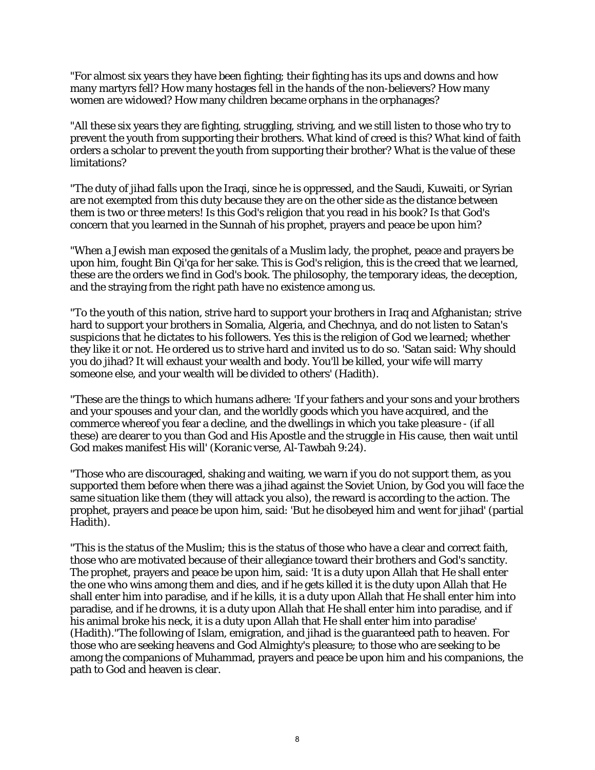"For almost six years they have been fighting; their fighting has its ups and downs and how many martyrs fell? How many hostages fell in the hands of the non-believers? How many women are widowed? How many children became orphans in the orphanages?

"All these six years they are fighting, struggling, striving, and we still listen to those who try to prevent the youth from supporting their brothers. What kind of creed is this? What kind of faith orders a scholar to prevent the youth from supporting their brother? What is the value of these limitations?

"The duty of jihad falls upon the Iraqi, since he is oppressed, and the Saudi, Kuwaiti, or Syrian are not exempted from this duty because they are on the other side as the distance between them is two or three meters! Is this God's religion that you read in his book? Is that God's concern that you learned in the Sunnah of his prophet, prayers and peace be upon him?

"When a Jewish man exposed the genitals of a Muslim lady, the prophet, peace and prayers be upon him, fought Bin Qi'qa for her sake. This is God's religion, this is the creed that we learned, these are the orders we find in God's book. The philosophy, the temporary ideas, the deception, and the straying from the right path have no existence among us.

"To the youth of this nation, strive hard to support your brothers in Iraq and Afghanistan; strive hard to support your brothers in Somalia, Algeria, and Chechnya, and do not listen to Satan's suspicions that he dictates to his followers. Yes this is the religion of God we learned; whether they like it or not. He ordered us to strive hard and invited us to do so. 'Satan said: Why should you do jihad? It will exhaust your wealth and body. You'll be killed, your wife will marry someone else, and your wealth will be divided to others' (Hadith).

"These are the things to which humans adhere: 'If your fathers and your sons and your brothers and your spouses and your clan, and the worldly goods which you have acquired, and the commerce whereof you fear a decline, and the dwellings in which you take pleasure - (if all these) are dearer to you than God and His Apostle and the struggle in His cause, then wait until God makes manifest His will' (Koranic verse, Al-Tawbah 9:24).

"Those who are discouraged, shaking and waiting, we warn if you do not support them, as you supported them before when there was a jihad against the Soviet Union, by God you will face the same situation like them (they will attack you also), the reward is according to the action. The prophet, prayers and peace be upon him, said: 'But he disobeyed him and went for jihad' (partial Hadith).

"This is the status of the Muslim; this is the status of those who have a clear and correct faith, those who are motivated because of their allegiance toward their brothers and God's sanctity. The prophet, prayers and peace be upon him, said: 'It is a duty upon Allah that He shall enter the one who wins among them and dies, and if he gets killed it is the duty upon Allah that He shall enter him into paradise, and if he kills, it is a duty upon Allah that He shall enter him into paradise, and if he drowns, it is a duty upon Allah that He shall enter him into paradise, and if his animal broke his neck, it is a duty upon Allah that He shall enter him into paradise' (Hadith)."The following of Islam, emigration, and jihad is the guaranteed path to heaven. For those who are seeking heavens and God Almighty's pleasure; to those who are seeking to be among the companions of Muhammad, prayers and peace be upon him and his companions, the path to God and heaven is clear.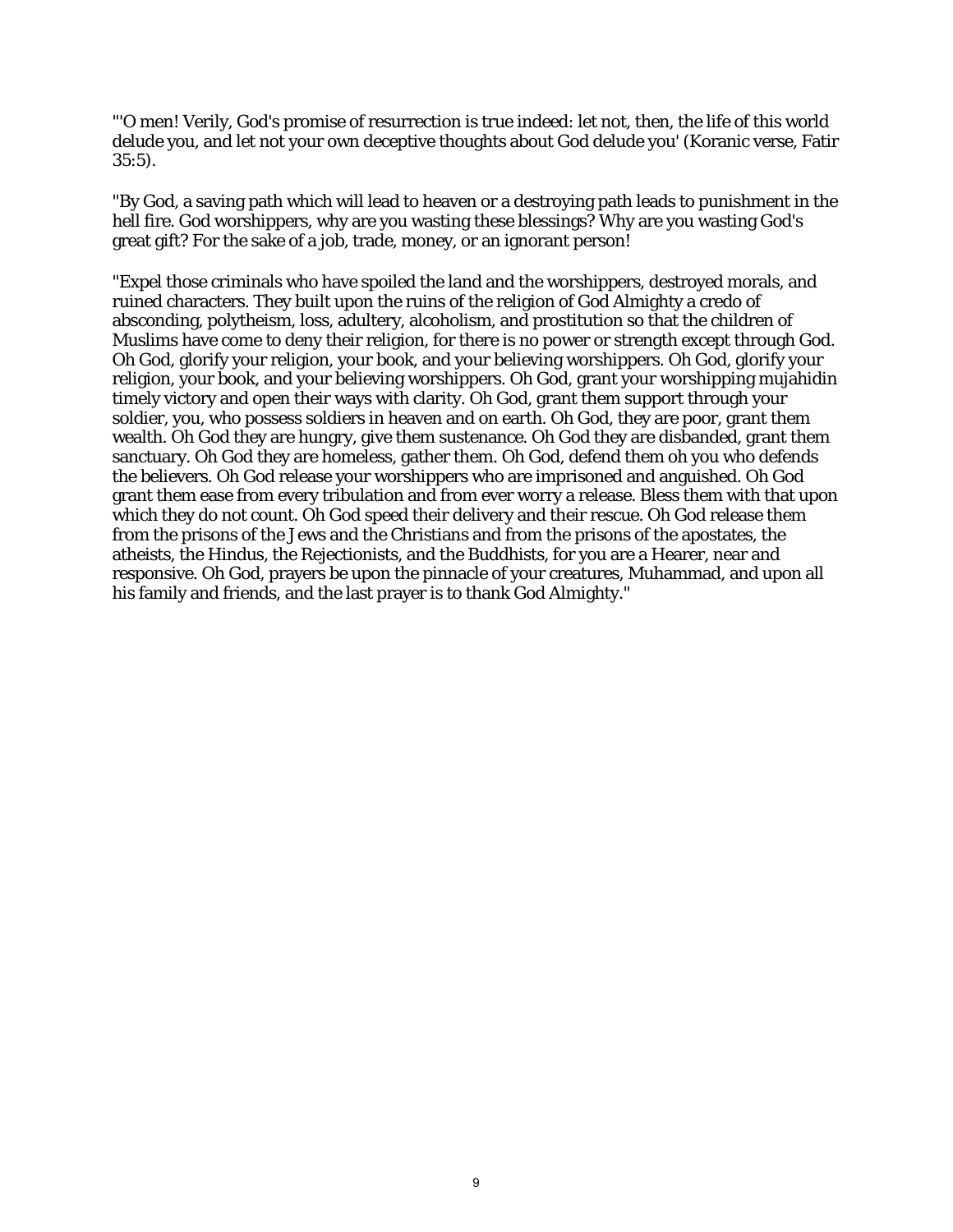"'O men! Verily, God's promise of resurrection is true indeed: let not, then, the life of this world delude you, and let not your own deceptive thoughts about God delude you' (Koranic verse, Fatir 35:5).

"By God, a saving path which will lead to heaven or a destroying path leads to punishment in the hell fire. God worshippers, why are you wasting these blessings? Why are you wasting God's great gift? For the sake of a job, trade, money, or an ignorant person!

"Expel those criminals who have spoiled the land and the worshippers, destroyed morals, and ruined characters. They built upon the ruins of the religion of God Almighty a credo of absconding, polytheism, loss, adultery, alcoholism, and prostitution so that the children of Muslims have come to deny their religion, for there is no power or strength except through God. Oh God, glorify your religion, your book, and your believing worshippers. Oh God, glorify your religion, your book, and your believing worshippers. Oh God, grant your worshipping mujahidin timely victory and open their ways with clarity. Oh God, grant them support through your soldier, you, who possess soldiers in heaven and on earth. Oh God, they are poor, grant them wealth. Oh God they are hungry, give them sustenance. Oh God they are disbanded, grant them sanctuary. Oh God they are homeless, gather them. Oh God, defend them oh you who defends the believers. Oh God release your worshippers who are imprisoned and anguished. Oh God grant them ease from every tribulation and from ever worry a release. Bless them with that upon which they do not count. Oh God speed their delivery and their rescue. Oh God release them from the prisons of the Jews and the Christians and from the prisons of the apostates, the atheists, the Hindus, the Rejectionists, and the Buddhists, for you are a Hearer, near and responsive. Oh God, prayers be upon the pinnacle of your creatures, Muhammad, and upon all his family and friends, and the last prayer is to thank God Almighty."